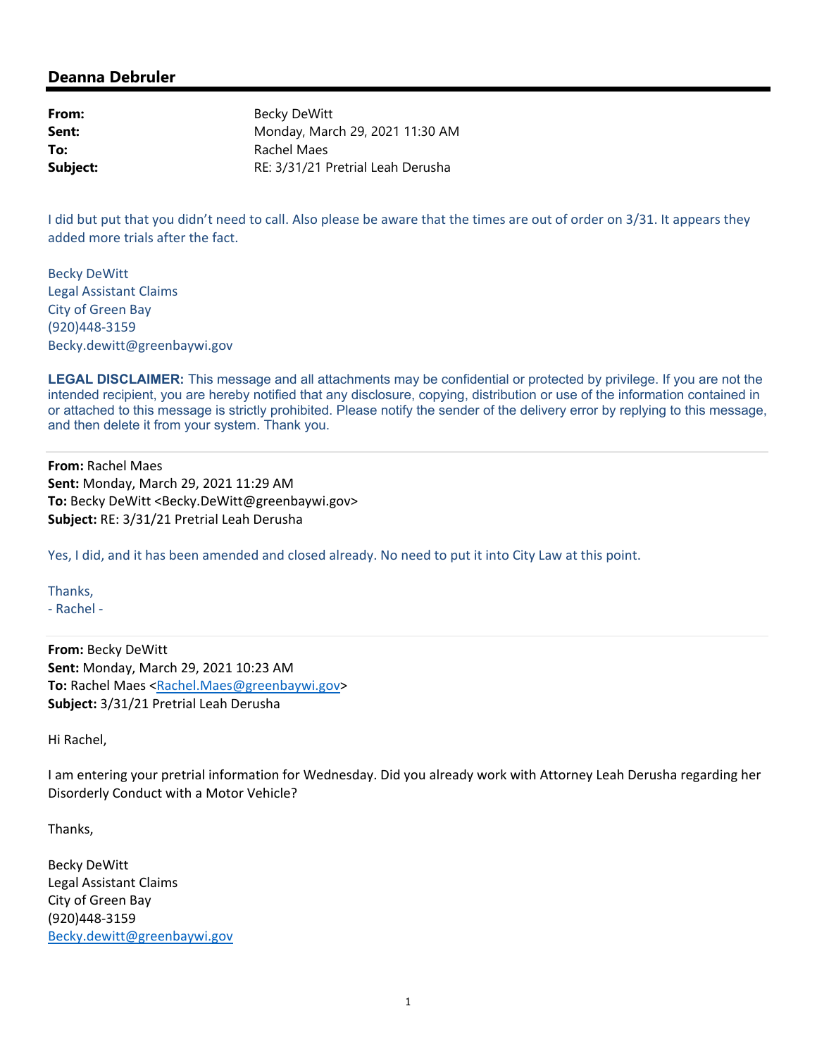## Deanna Debruler

**From:** Becky DeWitt
**Sent:** Monday, March 29, 2021 11:30 AM
**To:** Rachel Maes
**Subject:** RE: 3/31/21 Pretrial Leah Derusha

I did but put that you didn't need to call. Also please be aware that the times are out of order on 3/31. It appears they added more trials after the fact.

Becky DeWitt
Legal Assistant Claims
City of Green Bay
(920)448-3159
Becky.dewitt@greenbaywi.gov

**LEGAL DISCLAIMER:** This message and all attachments may be confidential or protected by privilege. If you are not the intended recipient, you are hereby notified that any disclosure, copying, distribution or use of the information contained in or attached to this message is strictly prohibited. Please notify the sender of the delivery error by replying to this message, and then delete it from your system. Thank you.

---

**From:** Rachel Maes
**Sent:** Monday, March 29, 2021 11:29 AM
**To:** Becky DeWitt <Becky.DeWitt@greenbaywi.gov>
**Subject:** RE: 3/31/21 Pretrial Leah Derusha

Yes, I did, and it has been amended and closed already. No need to put it into City Law at this point.

Thanks,
\- Rachel -

---

**From:** Becky DeWitt
**Sent:** Monday, March 29, 2021 10:23 AM
**To:** Rachel Maes <Rachel.Maes@greenbaywi.gov>
**Subject:** 3/31/21 Pretrial Leah Derusha

Hi Rachel,

I am entering your pretrial information for Wednesday. Did you already work with Attorney Leah Derusha regarding her Disorderly Conduct with a Motor Vehicle?

Thanks,

Becky DeWitt
Legal Assistant Claims
City of Green Bay
(920)448-3159
Becky.dewitt@greenbaywi.gov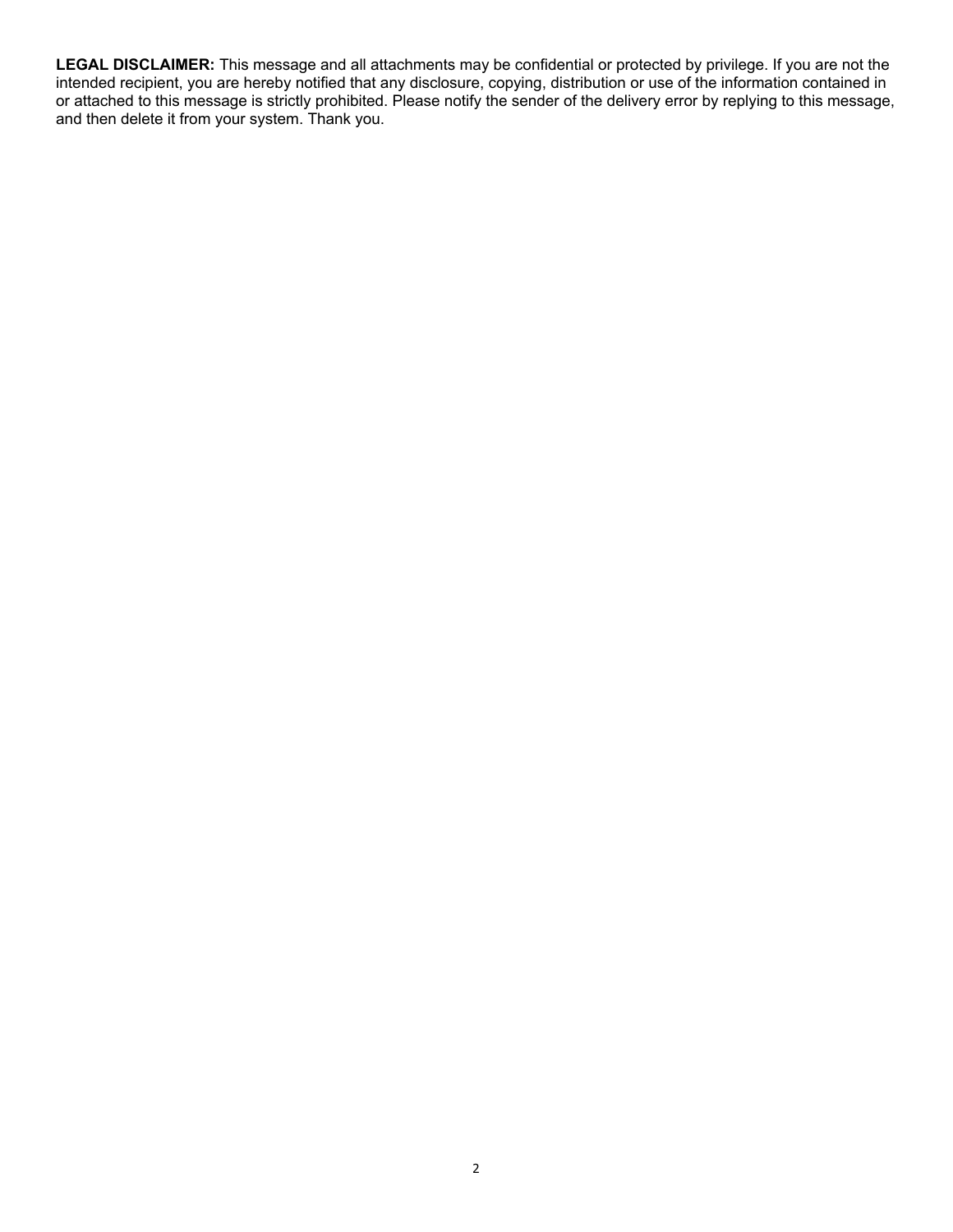**LEGAL DISCLAIMER:** This message and all attachments may be confidential or protected by privilege. If you are not the intended recipient, you are hereby notified that any disclosure, copying, distribution or use of the information contained in or attached to this message is strictly prohibited. Please notify the sender of the delivery error by replying to this message, and then delete it from your system. Thank you.